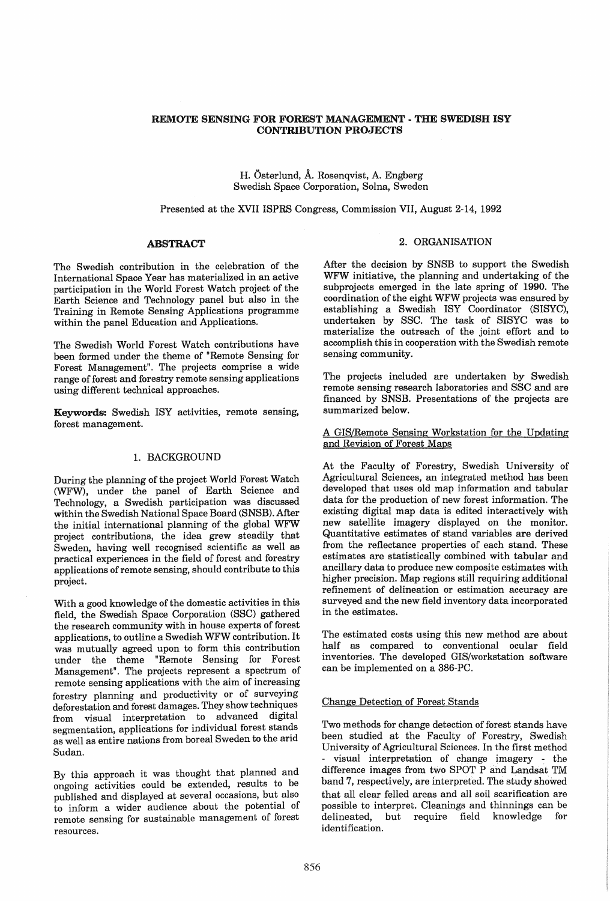# REMOTE SENSING FOR FOREST MANAGEMENT - THE SWEDISH ISY CONTRIBUTION PROJECTS

H. Österlund, Å. Rosenqvist, A. Engberg
Swedish Space Corporation, Solna, Sweden

Presented at the XVII ISPRS Congress, Commission VII, August 2-14, 1992

## ABSTRACT

The Swedish contribution in the celebration of the International Space Year has materialized in an active participation in the World Forest Watch project of the Earth Science and Technology panel but also in the Training in Remote Sensing Applications programme within the panel Education and Applications.

The Swedish World Forest Watch contributions have been formed under the theme of "Remote Sensing for Forest Management". The projects comprise a wide range of forest and forestry remote sensing applications using different technical approaches.

**Keywords:** Swedish ISY activities, remote sensing, forest management.

## 1. BACKGROUND

During the planning of the project World Forest Watch (WFW), under the panel of Earth Science and Technology, a Swedish participation was discussed within the Swedish National Space Board (SNSB). After the initial international planning of the global WFW project contributions, the idea grew steadily that Sweden, having well recognised scientific as well as practical experiences in the field of forest and forestry applications of remote sensing, should contribute to this project.

With a good knowledge of the domestic activities in this field, the Swedish Space Corporation (SSC) gathered the research community with in house experts of forest applications, to outline a Swedish WFW contribution. It was mutually agreed upon to form this contribution under the theme "Remote Sensing for Forest Management". The projects represent a spectrum of remote sensing applications with the aim of increasing forestry planning and productivity or of surveying deforestation and forest damages. They show techniques from visual interpretation to advanced digital segmentation, applications for individual forest stands as well as entire nations from boreal Sweden to the arid Sudan.

By this approach it was thought that planned and ongoing activities could be extended, results to be published and displayed at several occasions, but also to inform a wider audience about the potential of remote sensing for sustainable management of forest resources.

## 2. ORGANISATION

After the decision by SNSB to support the Swedish WFW initiative, the planning and undertaking of the subprojects emerged in the late spring of 1990. The coordination of the eight WFW projects was ensured by establishing a Swedish ISY Coordinator (SISYC), undertaken by SSC. The task of SISYC was to materialize the outreach of the joint effort and to accomplish this in cooperation with the Swedish remote sensing community.

The projects included are undertaken by Swedish remote sensing research laboratories and SSC and are financed by SNSB. Presentations of the projects are summarized below.

### A GIS/Remote Sensing Workstation for the Updating and Revision of Forest Maps

At the Faculty of Forestry, Swedish University of Agricultural Sciences, an integrated method has been developed that uses old map information and tabular data for the production of new forest information. The existing digital map data is edited interactively with new satellite imagery displayed on the monitor. Quantitative estimates of stand variables are derived from the reflectance properties of each stand. These estimates are statistically combined with tabular and ancillary data to produce new composite estimates with higher precision. Map regions still requiring additional refinement of delineation or estimation accuracy are surveyed and the new field inventory data incorporated in the estimates.

The estimated costs using this new method are about half as compared to conventional ocular field inventories. The developed GIS/workstation software can be implemented on a 386-PC.

### Change Detection of Forest Stands

Two methods for change detection of forest stands have been studied at the Faculty of Forestry, Swedish University of Agricultural Sciences. In the first method - visual interpretation of change imagery - the difference images from two SPOT P and Landsat TM band 7, respectively, are interpreted. The study showed that all clear felled areas and all soil scarification are possible to interpret. Cleanings and thinnings can be delineated, but require field knowledge for identification.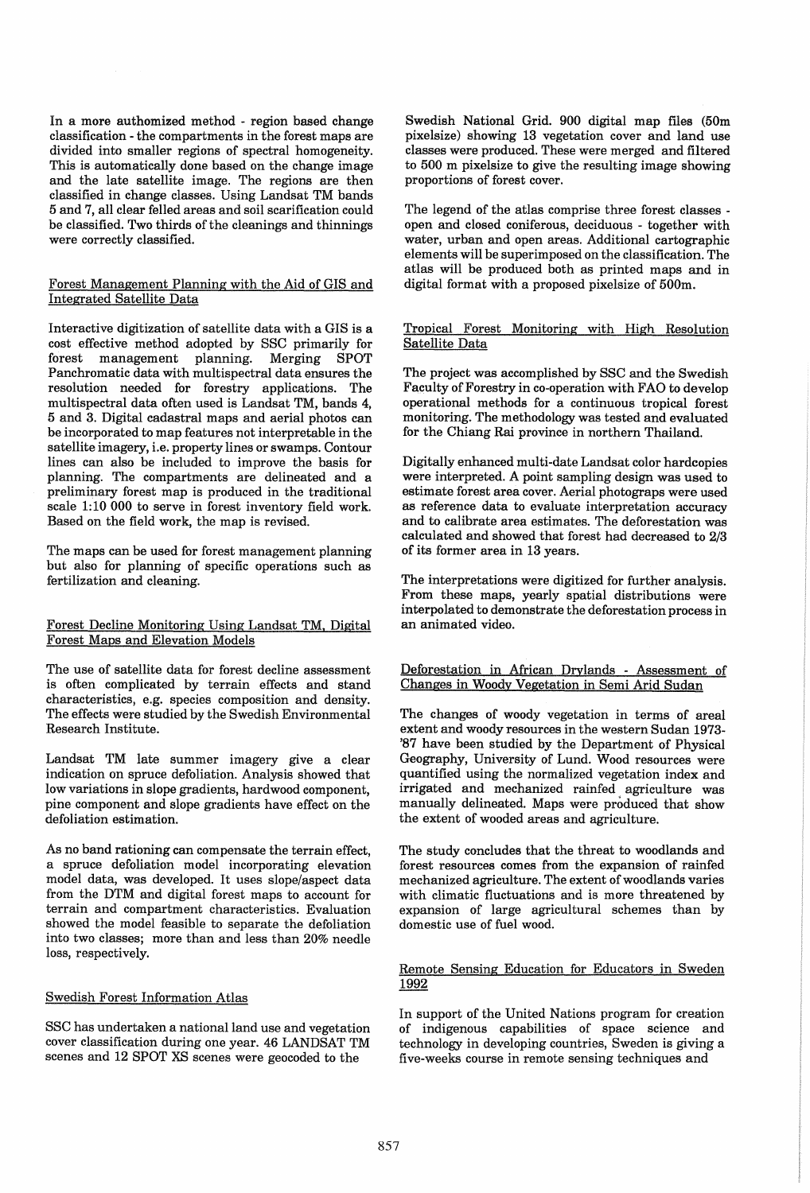In a more authomized method - region based change classification - the compartments in the forest maps are divided into smaller regions of spectral homogeneity. This is automatically done based on the change image and the late satellite image. The regions are then classified in change classes. Using Landsat TM bands 5 and 7, all clear felled areas and soil scarification could be classified. Two thirds of the cleanings and thinnings were correctly classified.

## Forest Management Planning with the Aid of GIS and Integrated Satellite Data

Interactive digitization of satellite data with a GIS is a cost effective method adopted by SSC primarily for forest management planning. Merging SPOT Panchromatic data with multispectral data ensures the resolution needed for forestry applications. The multispectral data often used is Landsat TM, bands 4, 5 and 3. Digital cadastral maps and aerial photos can be incorporated to map features not interpretable in the satellite imagery, i.e. property lines or swamps. Contour lines can also be included to improve the basis for planning. The compartments are delineated and a preliminary forest map is produced in the traditional scale 1:10 000 to serve in forest inventory field work. Based on the field work, the map is revised.

The maps can be used for forest management planning but also for planning of specific operations such as fertilization and cleaning.

## Forest Decline Monitoring Using Landsat TM, Digital Forest Maps and Elevation Models

The use of satellite data for forest decline assessment is often complicated by terrain effects and stand characteristics, e.g. species composition and density. The effects were studied by the Swedish Environmental Research Institute.

Landsat TM late summer imagery give a clear indication on spruce defoliation. Analysis showed that low variations in slope gradients, hardwood component, pine component and slope gradients have effect on the defoliation estimation.

As no band rationing can compensate the terrain effect, a spruce defoliation model incorporating elevation model data, was developed. It uses slope/aspect data from the DTM and digital forest maps to account for terrain and compartment characteristics. Evaluation showed the model feasible to separate the defoliation into two classes; more than and less than 20% needle loss, respectively.

## Swedish Forest Information Atlas

SSC has undertaken a national land use and vegetation cover classification during one year. 46 LANDSAT TM scenes and 12 SPOT XS scenes were geocoded to the Swedish National Grid. 900 digital map files (50m pixelsize) showing 13 vegetation cover and land use classes were produced. These were merged and filtered to 500 m pixelsize to give the resulting image showing proportions of forest cover.

The legend of the atlas comprise three forest classes - open and closed coniferous, deciduous - together with water, urban and open areas. Additional cartographic elements will be superimposed on the classification. The atlas will be produced both as printed maps and in digital format with a proposed pixelsize of 500m.

## Tropical Forest Monitoring with High Resolution Satellite Data

The project was accomplished by SSC and the Swedish Faculty of Forestry in co-operation with FAO to develop operational methods for a continuous tropical forest monitoring. The methodology was tested and evaluated for the Chiang Rai province in northern Thailand.

Digitally enhanced multi-date Landsat color hardcopies were interpreted. A point sampling design was used to estimate forest area cover. Aerial photograps were used as reference data to evaluate interpretation accuracy and to calibrate area estimates. The deforestation was calculated and showed that forest had decreased to 2/3 of its former area in 13 years.

The interpretations were digitized for further analysis. From these maps, yearly spatial distributions were interpolated to demonstrate the deforestation process in an animated video.

## Deforestation in African Drylands - Assessment of Changes in Woody Vegetation in Semi Arid Sudan

The changes of woody vegetation in terms of areal extent and woody resources in the western Sudan 1973-'87 have been studied by the Department of Physical Geography, University of Lund. Wood resources were quantified using the normalized vegetation index and irrigated and mechanized rainfed agriculture was manually delineated. Maps were produced that show the extent of wooded areas and agriculture.

The study concludes that the threat to woodlands and forest resources comes from the expansion of rainfed mechanized agriculture. The extent of woodlands varies with climatic fluctuations and is more threatened by expansion of large agricultural schemes than by domestic use of fuel wood.

## Remote Sensing Education for Educators in Sweden 1992

In support of the United Nations program for creation of indigenous capabilities of space science and technology in developing countries, Sweden is giving a five-weeks course in remote sensing techniques and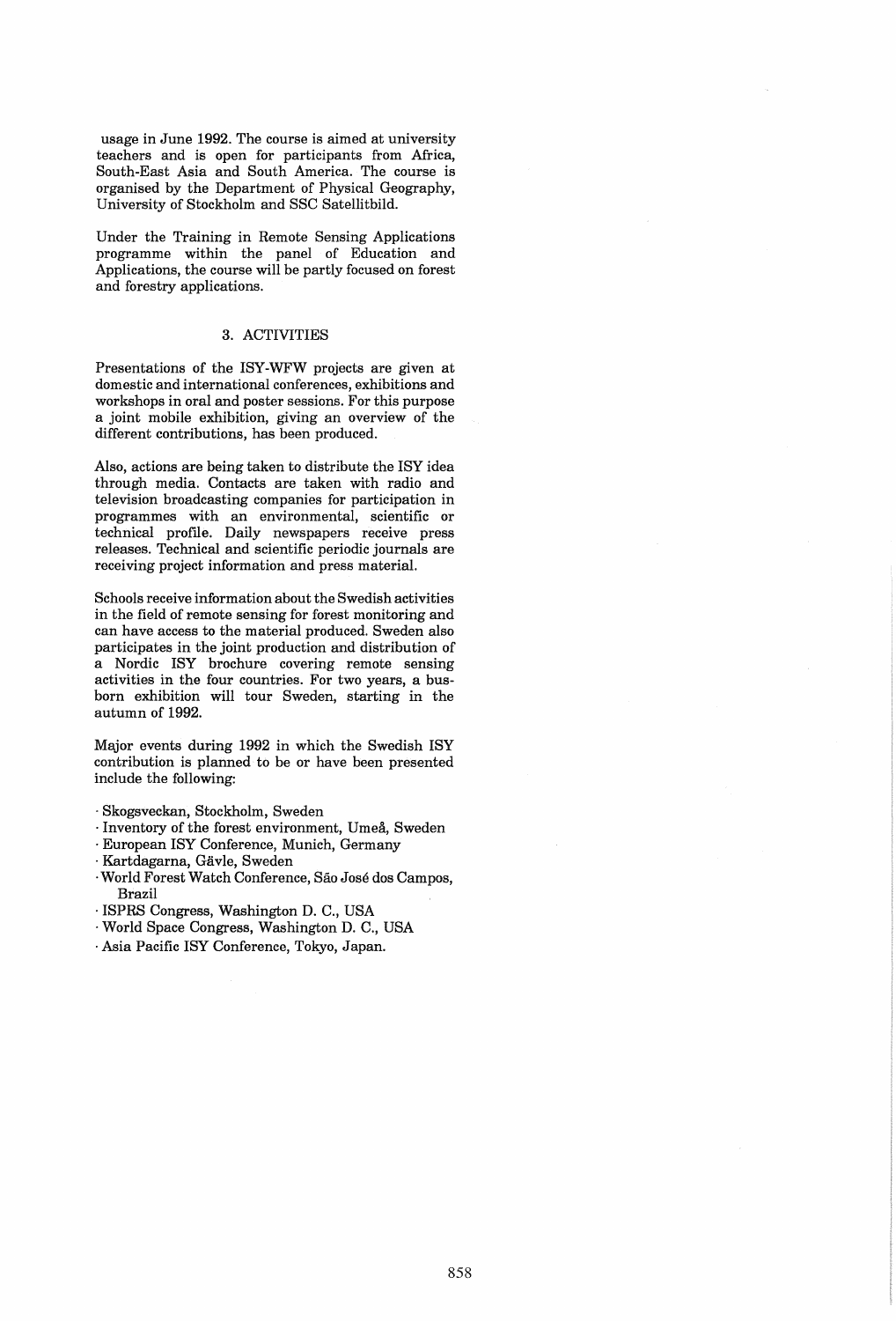usage in June 1992. The course is aimed at university teachers and is open for participants from Africa, South-East Asia and South America. The course is organised by the Department of Physical Geography, University of Stockholm and SSC Satellitbild.

Under the Training in Remote Sensing Applications programme within the panel of Education and Applications, the course will be partly focused on forest and forestry applications.

## 3. ACTIVITIES

Presentations of the ISY-WFW projects are given at domestic and international conferences, exhibitions and workshops in oral and poster sessions. For this purpose a joint mobile exhibition, giving an overview of the different contributions, has been produced.

Also, actions are being taken to distribute the ISY idea through media. Contacts are taken with radio and television broadcasting companies for participation in programmes with an environmental, scientific or technical profile. Daily newspapers receive press releases. Technical and scientific periodic journals are receiving project information and press material.

Schools receive information about the Swedish activities in the field of remote sensing for forest monitoring and can have access to the material produced. Sweden also participates in the joint production and distribution of a Nordic ISY brochure covering remote sensing activities in the four countries. For two years, a bus-born exhibition will tour Sweden, starting in the autumn of 1992.

Major events during 1992 in which the Swedish ISY contribution is planned to be or have been presented include the following:

- Skogsveckan, Stockholm, Sweden
- Inventory of the forest environment, Umeå, Sweden
- European ISY Conference, Munich, Germany
- Kartdagarna, Gävle, Sweden
- World Forest Watch Conference, São José dos Campos, Brazil
- ISPRS Congress, Washington D. C., USA
- World Space Congress, Washington D. C., USA
- Asia Pacific ISY Conference, Tokyo, Japan.